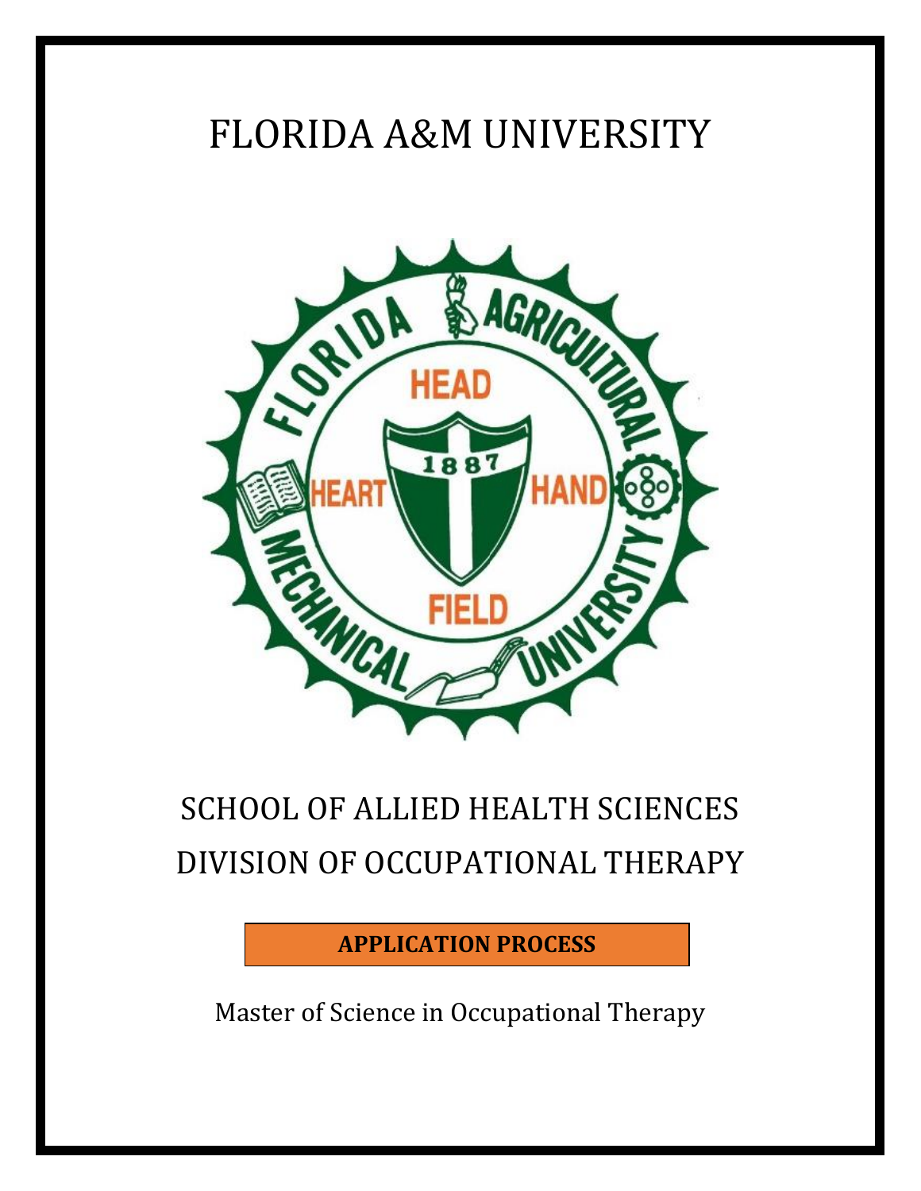# FLORIDA A&M UNIVERSITY

## SCHOOL OF ALLIED HEALTH SCIENCES
## DIVISION OF OCCUPATIONAL THERAPY

**APPLICATION PROCESS**

Master of Science in Occupational Therapy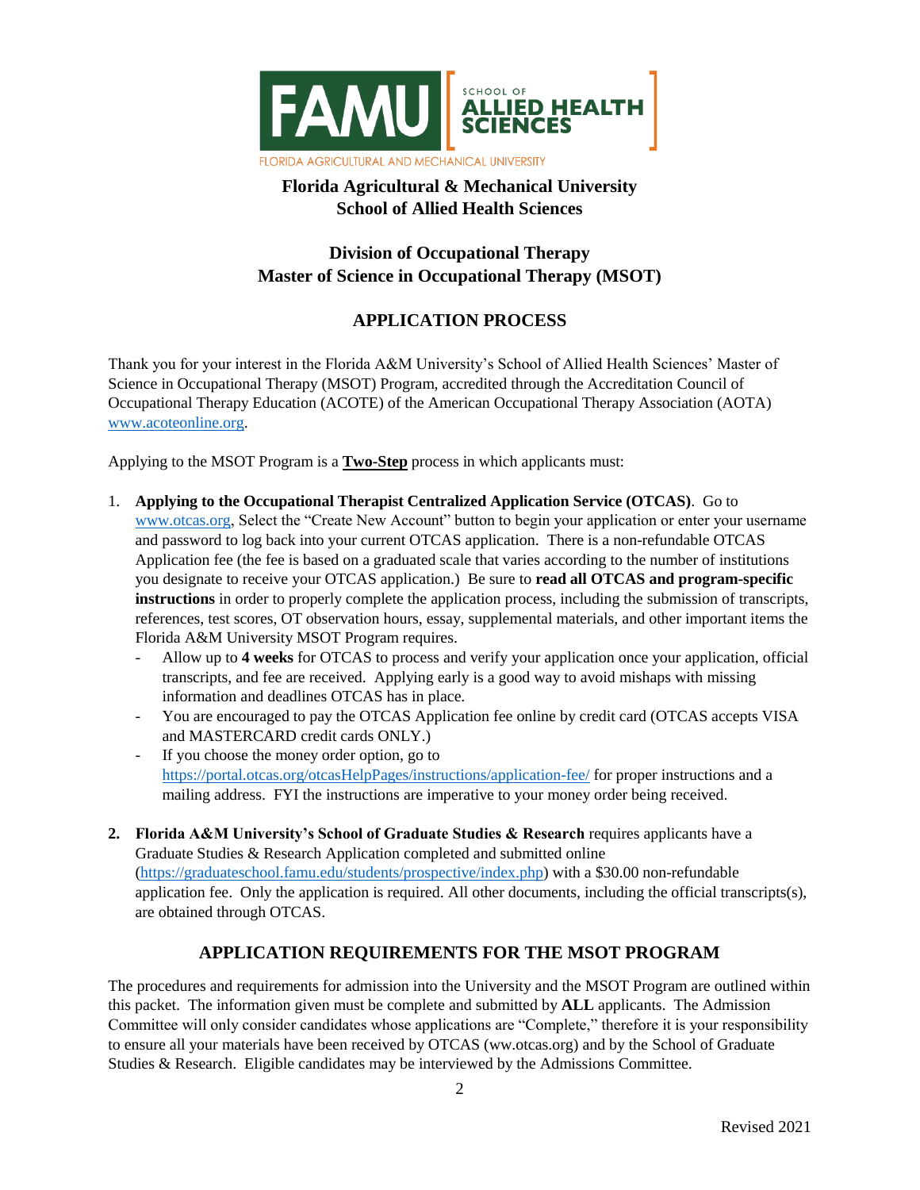FAMU | SCHOOL OF ALLIED HEALTH SCIENCES

FLORIDA AGRICULTURAL AND MECHANICAL UNIVERSITY

**Florida Agricultural & Mechanical University**
**School of Allied Health Sciences**

## Division of Occupational Therapy
## Master of Science in Occupational Therapy (MSOT)

## APPLICATION PROCESS

Thank you for your interest in the Florida A&M University's School of Allied Health Sciences' Master of Science in Occupational Therapy (MSOT) Program, accredited through the Accreditation Council of Occupational Therapy Education (ACOTE) of the American Occupational Therapy Association (AOTA) www.acoteonline.org.

Applying to the MSOT Program is a **Two-Step** process in which applicants must:

1. **Applying to the Occupational Therapist Centralized Application Service (OTCAS)**. Go to www.otcas.org, Select the "Create New Account" button to begin your application or enter your username and password to log back into your current OTCAS application. There is a non-refundable OTCAS Application fee (the fee is based on a graduated scale that varies according to the number of institutions you designate to receive your OTCAS application.) Be sure to **read all OTCAS and program-specific instructions** in order to properly complete the application process, including the submission of transcripts, references, test scores, OT observation hours, essay, supplemental materials, and other important items the Florida A&M University MSOT Program requires.
   - Allow up to **4 weeks** for OTCAS to process and verify your application once your application, official transcripts, and fee are received. Applying early is a good way to avoid mishaps with missing information and deadlines OTCAS has in place.
   - You are encouraged to pay the OTCAS Application fee online by credit card (OTCAS accepts VISA and MASTERCARD credit cards ONLY.)
   - If you choose the money order option, go to https://portal.otcas.org/otcasHelpPages/instructions/application-fee/ for proper instructions and a mailing address. FYI the instructions are imperative to your money order being received.

2. **Florida A&M University's School of Graduate Studies & Research** requires applicants have a Graduate Studies & Research Application completed and submitted online (https://graduateschool.famu.edu/students/prospective/index.php) with a $30.00 non-refundable application fee. Only the application is required. All other documents, including the official transcripts(s), are obtained through OTCAS.

## APPLICATION REQUIREMENTS FOR THE MSOT PROGRAM

The procedures and requirements for admission into the University and the MSOT Program are outlined within this packet. The information given must be complete and submitted by **ALL** applicants. The Admission Committee will only consider candidates whose applications are "Complete," therefore it is your responsibility to ensure all your materials have been received by OTCAS (ww.otcas.org) and by the School of Graduate Studies & Research. Eligible candidates may be interviewed by the Admissions Committee.

Revised 2021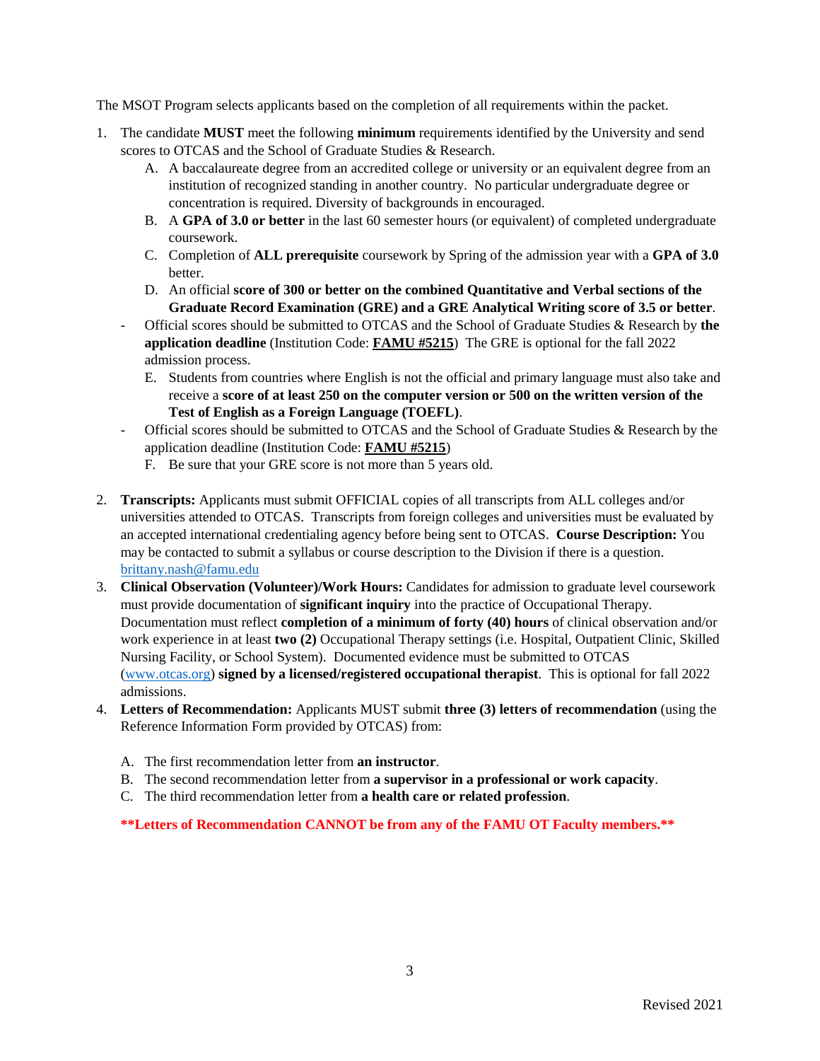The MSOT Program selects applicants based on the completion of all requirements within the packet.

1. The candidate **MUST** meet the following **minimum** requirements identified by the University and send scores to OTCAS and the School of Graduate Studies & Research.
    A. A baccalaureate degree from an accredited college or university or an equivalent degree from an institution of recognized standing in another country. No particular undergraduate degree or concentration is required. Diversity of backgrounds in encouraged.
    B. A **GPA of 3.0 or better** in the last 60 semester hours (or equivalent) of completed undergraduate coursework.
    C. Completion of **ALL prerequisite** coursework by Spring of the admission year with a **GPA of 3.0** better.
    D. An official **score of 300 or better on the combined Quantitative and Verbal sections of the Graduate Record Examination (GRE) and a GRE Analytical Writing score of 3.5 or better**.
    - Official scores should be submitted to OTCAS and the School of Graduate Studies & Research by **the application deadline** (Institution Code: **FAMU #5215**) The GRE is optional for the fall 2022 admission process.

    E. Students from countries where English is not the official and primary language must also take and receive a **score of at least 250 on the computer version or 500 on the written version of the Test of English as a Foreign Language (TOEFL)**.
    - Official scores should be submitted to OTCAS and the School of Graduate Studies & Research by the application deadline (Institution Code: **FAMU #5215**)

    F. Be sure that your GRE score is not more than 5 years old.

2. **Transcripts:** Applicants must submit OFFICIAL copies of all transcripts from ALL colleges and/or universities attended to OTCAS. Transcripts from foreign colleges and universities must be evaluated by an accepted international credentialing agency before being sent to OTCAS. **Course Description:** You may be contacted to submit a syllabus or course description to the Division if there is a question. brittany.nash@famu.edu
3. **Clinical Observation (Volunteer)/Work Hours:** Candidates for admission to graduate level coursework must provide documentation of **significant inquiry** into the practice of Occupational Therapy. Documentation must reflect **completion of a minimum of forty (40) hours** of clinical observation and/or work experience in at least **two (2)** Occupational Therapy settings (i.e. Hospital, Outpatient Clinic, Skilled Nursing Facility, or School System). Documented evidence must be submitted to OTCAS (www.otcas.org) **signed by a licensed/registered occupational therapist**. This is optional for fall 2022 admissions.
4. **Letters of Recommendation:** Applicants MUST submit **three (3) letters of recommendation** (using the Reference Information Form provided by OTCAS) from:

    A. The first recommendation letter from **an instructor**.
    B. The second recommendation letter from **a supervisor in a professional or work capacity**.
    C. The third recommendation letter from **a health care or related profession**.

    **\*\*Letters of Recommendation CANNOT be from any of the FAMU OT Faculty members.\*\***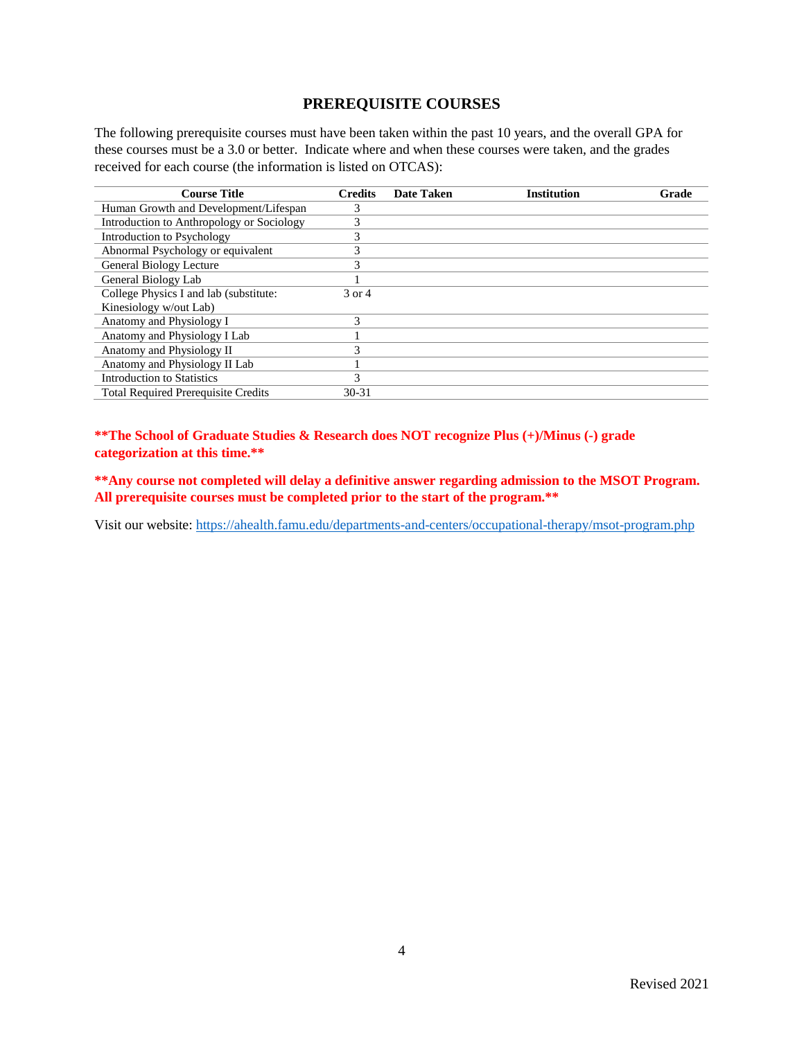## PREREQUISITE COURSES

The following prerequisite courses must have been taken within the past 10 years, and the overall GPA for these courses must be a 3.0 or better. Indicate where and when these courses were taken, and the grades received for each course (the information is listed on OTCAS):

| Course Title | Credits | Date Taken | Institution | Grade |
|---|---|---|---|---|
| Human Growth and Development/Lifespan | 3 | | | |
| Introduction to Anthropology or Sociology | 3 | | | |
| Introduction to Psychology | 3 | | | |
| Abnormal Psychology or equivalent | 3 | | | |
| General Biology Lecture | 3 | | | |
| General Biology Lab | 1 | | | |
| College Physics I and lab (substitute: Kinesiology w/out Lab) | 3 or 4 | | | |
| Anatomy and Physiology I | 3 | | | |
| Anatomy and Physiology I Lab | 1 | | | |
| Anatomy and Physiology II | 3 | | | |
| Anatomy and Physiology II Lab | 1 | | | |
| Introduction to Statistics | 3 | | | |
| Total Required Prerequisite Credits | 30-31 | | | |

**\*\*The School of Graduate Studies & Research does NOT recognize Plus (+)/Minus (-) grade categorization at this time.\*\***

**\*\*Any course not completed will delay a definitive answer regarding admission to the MSOT Program. All prerequisite courses must be completed prior to the start of the program.\*\***

Visit our website: https://ahealth.famu.edu/departments-and-centers/occupational-therapy/msot-program.php

Revised 2021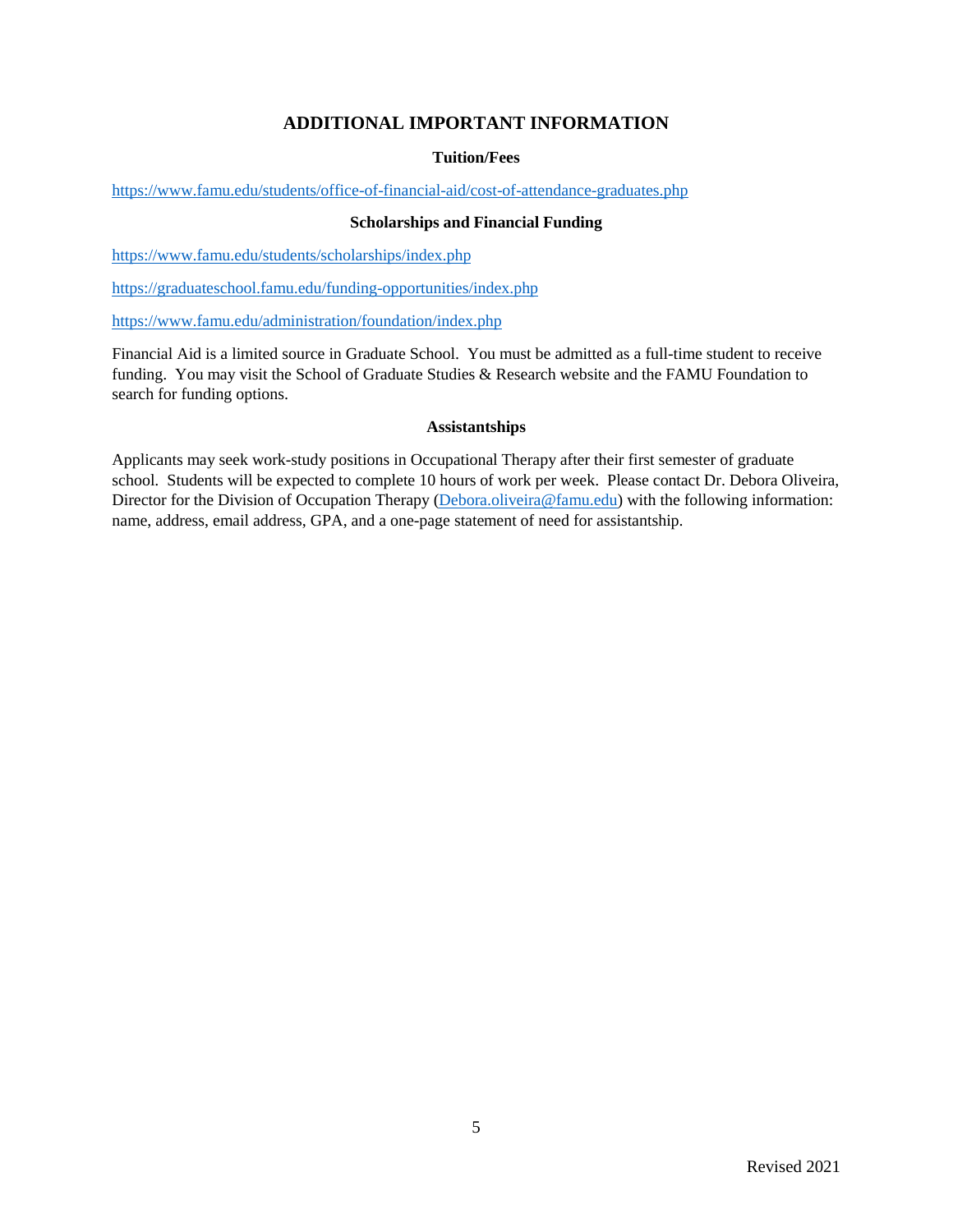# ADDITIONAL IMPORTANT INFORMATION

### Tuition/Fees

https://www.famu.edu/students/office-of-financial-aid/cost-of-attendance-graduates.php

### Scholarships and Financial Funding

https://www.famu.edu/students/scholarships/index.php

https://graduateschool.famu.edu/funding-opportunities/index.php

https://www.famu.edu/administration/foundation/index.php

Financial Aid is a limited source in Graduate School. You must be admitted as a full-time student to receive funding. You may visit the School of Graduate Studies & Research website and the FAMU Foundation to search for funding options.

### Assistantships

Applicants may seek work-study positions in Occupational Therapy after their first semester of graduate school. Students will be expected to complete 10 hours of work per week. Please contact Dr. Debora Oliveira, Director for the Division of Occupation Therapy (Debora.oliveira@famu.edu) with the following information: name, address, email address, GPA, and a one-page statement of need for assistantship.

Revised 2021